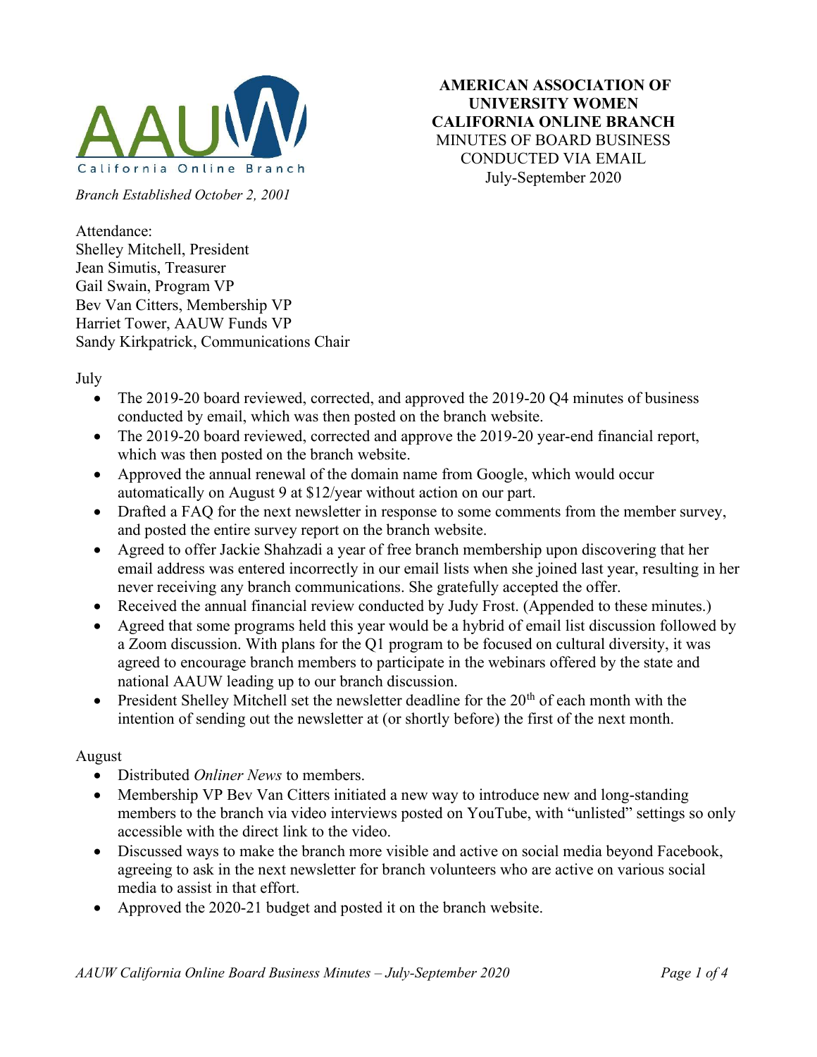**AMERICAN ASSOCIATION OF UNIVERSITY WOMEN CALIFORNIA ONLINE BRANCH**
MINUTES OF BOARD BUSINESS CONDUCTED VIA EMAIL
July-September 2020

*Branch Established October 2, 2001*

Attendance:
Shelley Mitchell, President
Jean Simutis, Treasurer
Gail Swain, Program VP
Bev Van Citters, Membership VP
Harriet Tower, AAUW Funds VP
Sandy Kirkpatrick, Communications Chair

July

- The 2019-20 board reviewed, corrected, and approved the 2019-20 Q4 minutes of business conducted by email, which was then posted on the branch website.
- The 2019-20 board reviewed, corrected and approve the 2019-20 year-end financial report, which was then posted on the branch website.
- Approved the annual renewal of the domain name from Google, which would occur automatically on August 9 at $12/year without action on our part.
- Drafted a FAQ for the next newsletter in response to some comments from the member survey, and posted the entire survey report on the branch website.
- Agreed to offer Jackie Shahzadi a year of free branch membership upon discovering that her email address was entered incorrectly in our email lists when she joined last year, resulting in her never receiving any branch communications. She gratefully accepted the offer.
- Received the annual financial review conducted by Judy Frost. (Appended to these minutes.)
- Agreed that some programs held this year would be a hybrid of email list discussion followed by a Zoom discussion. With plans for the Q1 program to be focused on cultural diversity, it was agreed to encourage branch members to participate in the webinars offered by the state and national AAUW leading up to our branch discussion.
- President Shelley Mitchell set the newsletter deadline for the 20th of each month with the intention of sending out the newsletter at (or shortly before) the first of the next month.

August

- Distributed *Onliner News* to members.
- Membership VP Bev Van Citters initiated a new way to introduce new and long-standing members to the branch via video interviews posted on YouTube, with "unlisted" settings so only accessible with the direct link to the video.
- Discussed ways to make the branch more visible and active on social media beyond Facebook, agreeing to ask in the next newsletter for branch volunteers who are active on various social media to assist in that effort.
- Approved the 2020-21 budget and posted it on the branch website.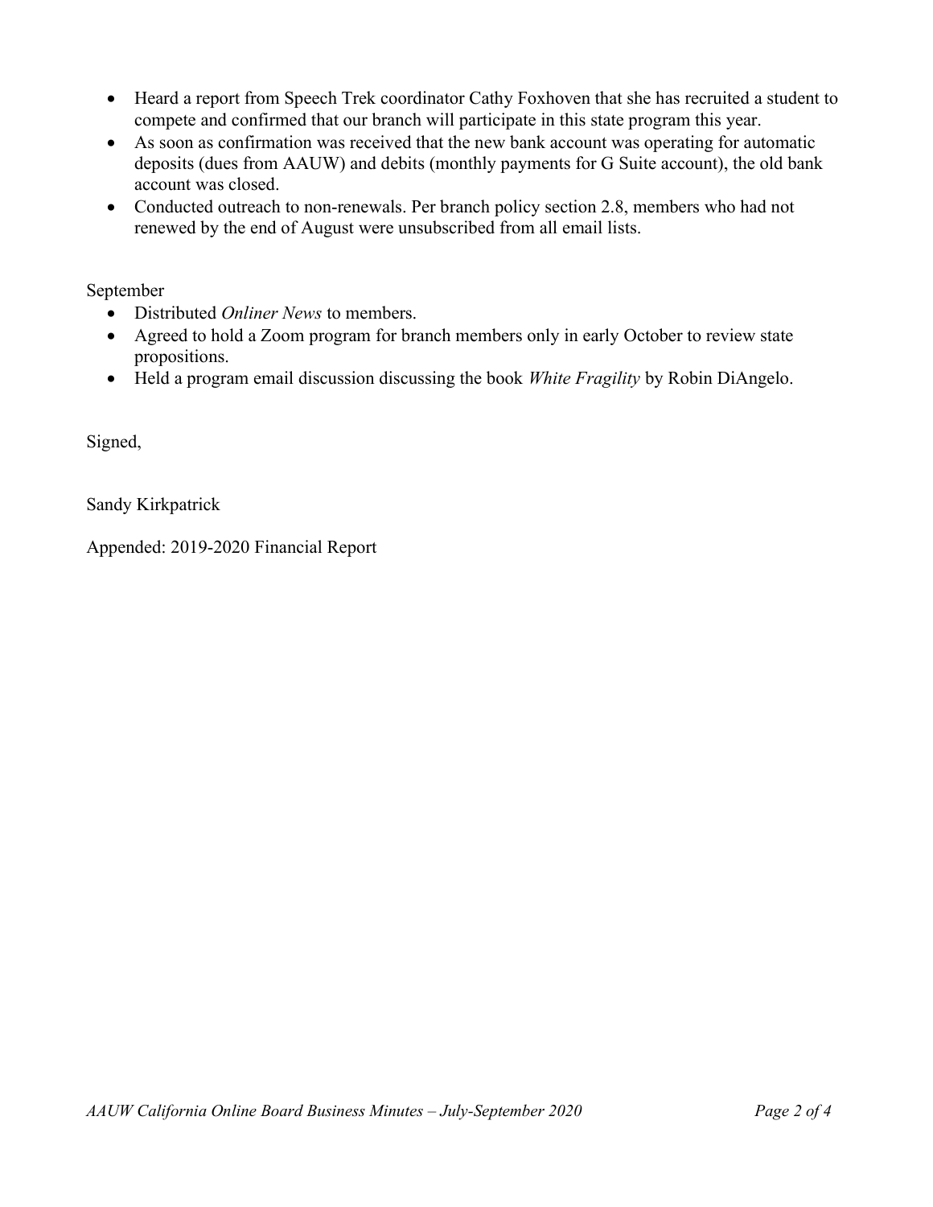- Heard a report from Speech Trek coordinator Cathy Foxhoven that she has recruited a student to compete and confirmed that our branch will participate in this state program this year.
- As soon as confirmation was received that the new bank account was operating for automatic deposits (dues from AAUW) and debits (monthly payments for G Suite account), the old bank account was closed.
- Conducted outreach to non-renewals. Per branch policy section 2.8, members who had not renewed by the end of August were unsubscribed from all email lists.

September

- Distributed *Onliner News* to members.
- Agreed to hold a Zoom program for branch members only in early October to review state propositions.
- Held a program email discussion discussing the book *White Fragility* by Robin DiAngelo.

Signed,

Sandy Kirkpatrick

Appended: 2019-2020 Financial Report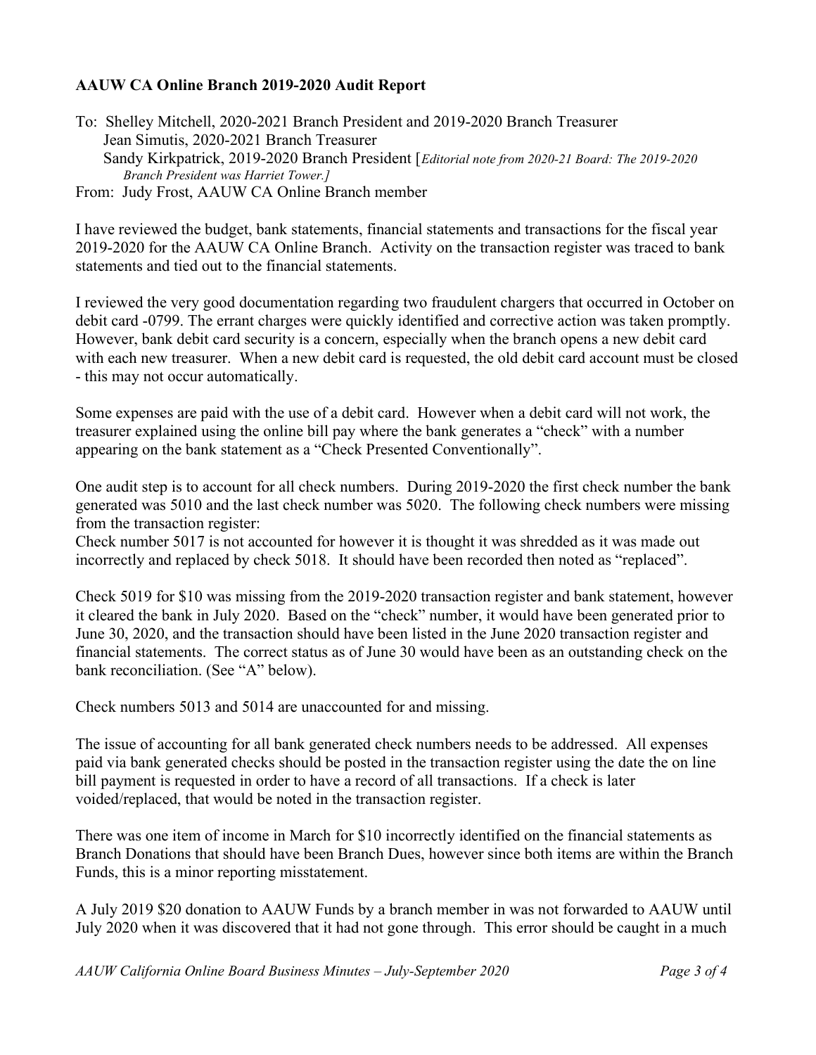**AAUW CA Online Branch 2019-2020 Audit Report**

To: Shelley Mitchell, 2020-2021 Branch President and 2019-2020 Branch Treasurer
Jean Simutis, 2020-2021 Branch Treasurer
Sandy Kirkpatrick, 2019-2020 Branch President [*Editorial note from 2020-21 Board: The 2019-2020 Branch President was Harriet Tower.]*
From: Judy Frost, AAUW CA Online Branch member

I have reviewed the budget, bank statements, financial statements and transactions for the fiscal year 2019-2020 for the AAUW CA Online Branch. Activity on the transaction register was traced to bank statements and tied out to the financial statements.

I reviewed the very good documentation regarding two fraudulent chargers that occurred in October on debit card -0799. The errant charges were quickly identified and corrective action was taken promptly. However, bank debit card security is a concern, especially when the branch opens a new debit card with each new treasurer. When a new debit card is requested, the old debit card account must be closed - this may not occur automatically.

Some expenses are paid with the use of a debit card. However when a debit card will not work, the treasurer explained using the online bill pay where the bank generates a "check" with a number appearing on the bank statement as a "Check Presented Conventionally".

One audit step is to account for all check numbers. During 2019-2020 the first check number the bank generated was 5010 and the last check number was 5020. The following check numbers were missing from the transaction register:
Check number 5017 is not accounted for however it is thought it was shredded as it was made out incorrectly and replaced by check 5018. It should have been recorded then noted as "replaced".

Check 5019 for $10 was missing from the 2019-2020 transaction register and bank statement, however it cleared the bank in July 2020. Based on the "check" number, it would have been generated prior to June 30, 2020, and the transaction should have been listed in the June 2020 transaction register and financial statements. The correct status as of June 30 would have been as an outstanding check on the bank reconciliation. (See "A" below).

Check numbers 5013 and 5014 are unaccounted for and missing.

The issue of accounting for all bank generated check numbers needs to be addressed. All expenses paid via bank generated checks should be posted in the transaction register using the date the on line bill payment is requested in order to have a record of all transactions. If a check is later voided/replaced, that would be noted in the transaction register.

There was one item of income in March for $10 incorrectly identified on the financial statements as Branch Donations that should have been Branch Dues, however since both items are within the Branch Funds, this is a minor reporting misstatement.

A July 2019 $20 donation to AAUW Funds by a branch member in was not forwarded to AAUW until July 2020 when it was discovered that it had not gone through. This error should be caught in a much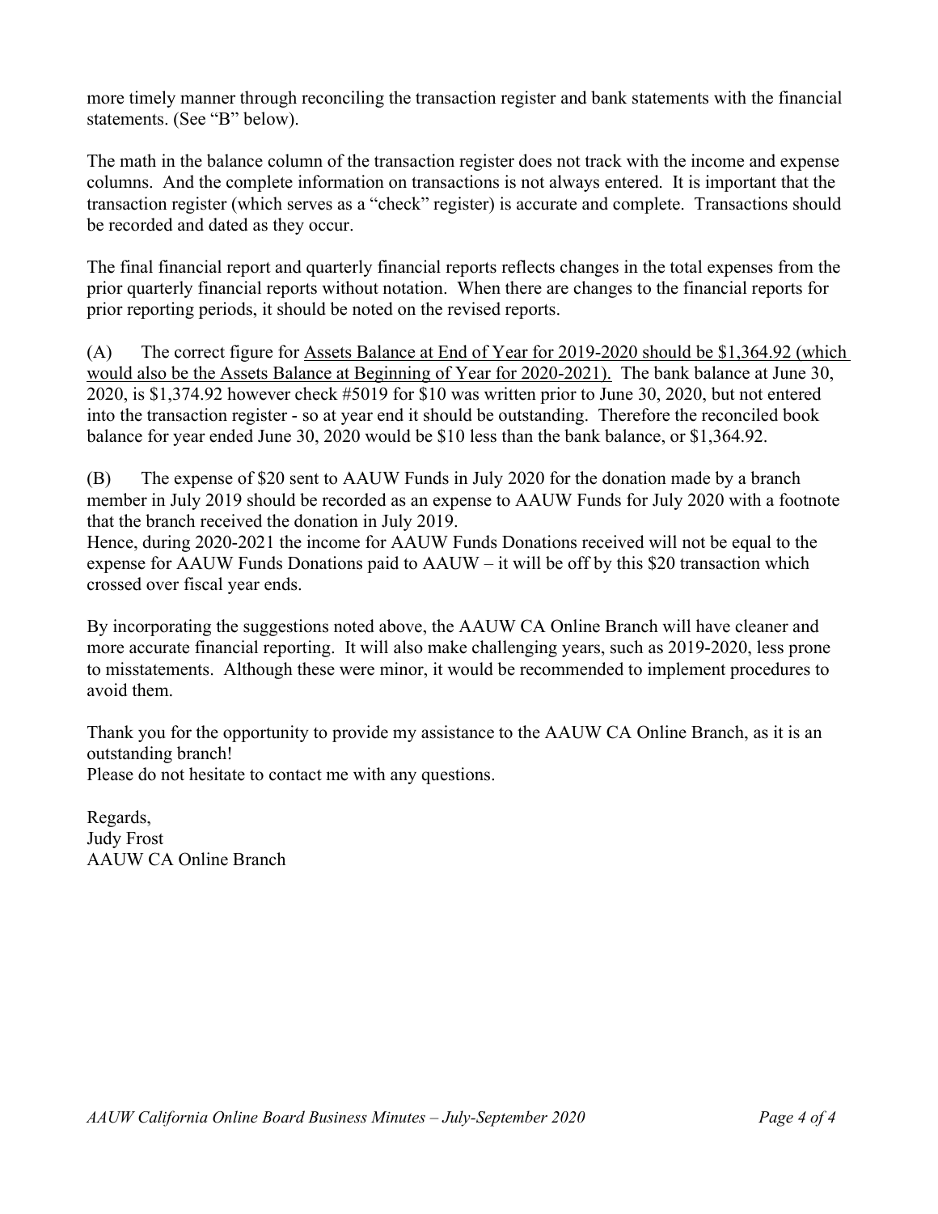more timely manner through reconciling the transaction register and bank statements with the financial statements. (See "B" below).

The math in the balance column of the transaction register does not track with the income and expense columns. And the complete information on transactions is not always entered. It is important that the transaction register (which serves as a "check" register) is accurate and complete. Transactions should be recorded and dated as they occur.

The final financial report and quarterly financial reports reflects changes in the total expenses from the prior quarterly financial reports without notation. When there are changes to the financial reports for prior reporting periods, it should be noted on the revised reports.

(A) The correct figure for <u>Assets Balance at End of Year for 2019-2020 should be $1,364.92 (which would also be the Assets Balance at Beginning of Year for 2020-2021).</u> The bank balance at June 30, 2020, is $1,374.92 however check #5019 for $10 was written prior to June 30, 2020, but not entered into the transaction register - so at year end it should be outstanding. Therefore the reconciled book balance for year ended June 30, 2020 would be $10 less than the bank balance, or $1,364.92.

(B) The expense of $20 sent to AAUW Funds in July 2020 for the donation made by a branch member in July 2019 should be recorded as an expense to AAUW Funds for July 2020 with a footnote that the branch received the donation in July 2019.
Hence, during 2020-2021 the income for AAUW Funds Donations received will not be equal to the expense for AAUW Funds Donations paid to AAUW – it will be off by this $20 transaction which crossed over fiscal year ends.

By incorporating the suggestions noted above, the AAUW CA Online Branch will have cleaner and more accurate financial reporting. It will also make challenging years, such as 2019-2020, less prone to misstatements. Although these were minor, it would be recommended to implement procedures to avoid them.

Thank you for the opportunity to provide my assistance to the AAUW CA Online Branch, as it is an outstanding branch!
Please do not hesitate to contact me with any questions.

Regards,
Judy Frost
AAUW CA Online Branch